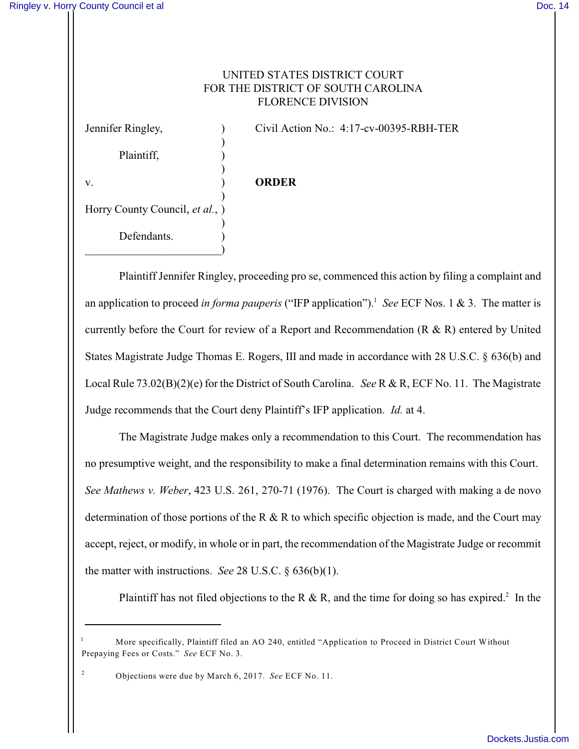UNITED STATES DISTRICT COURT
FOR THE DISTRICT OF SOUTH CAROLINA
FLORENCE DIVISION

Jennifer Ringley, Plaintiff,

v.

Horry County Council, *et al.*, Defendants.

Civil Action No.: 4:17-cv-00395-RBH-TER

**ORDER**

Plaintiff Jennifer Ringley, proceeding pro se, commenced this action by filing a complaint and an application to proceed *in forma pauperis* ("IFP application").[1] *See* ECF Nos. 1 & 3. The matter is currently before the Court for review of a Report and Recommendation (R & R) entered by United States Magistrate Judge Thomas E. Rogers, III and made in accordance with 28 U.S.C. § 636(b) and Local Rule 73.02(B)(2)(e) for the District of South Carolina. *See* R & R, ECF No. 11. The Magistrate Judge recommends that the Court deny Plaintiff's IFP application. *Id.* at 4.

The Magistrate Judge makes only a recommendation to this Court. The recommendation has no presumptive weight, and the responsibility to make a final determination remains with this Court. *See Mathews v. Weber*, 423 U.S. 261, 270-71 (1976). The Court is charged with making a de novo determination of those portions of the R & R to which specific objection is made, and the Court may accept, reject, or modify, in whole or in part, the recommendation of the Magistrate Judge or recommit the matter with instructions. *See* 28 U.S.C. § 636(b)(1).

Plaintiff has not filed objections to the R & R, and the time for doing so has expired.[2] In the

---

[1] More specifically, Plaintiff filed an AO 240, entitled "Application to Proceed in District Court Without Prepaying Fees or Costs." *See* ECF No. 3.

[2] Objections were due by March 6, 2017. *See* ECF No. 11.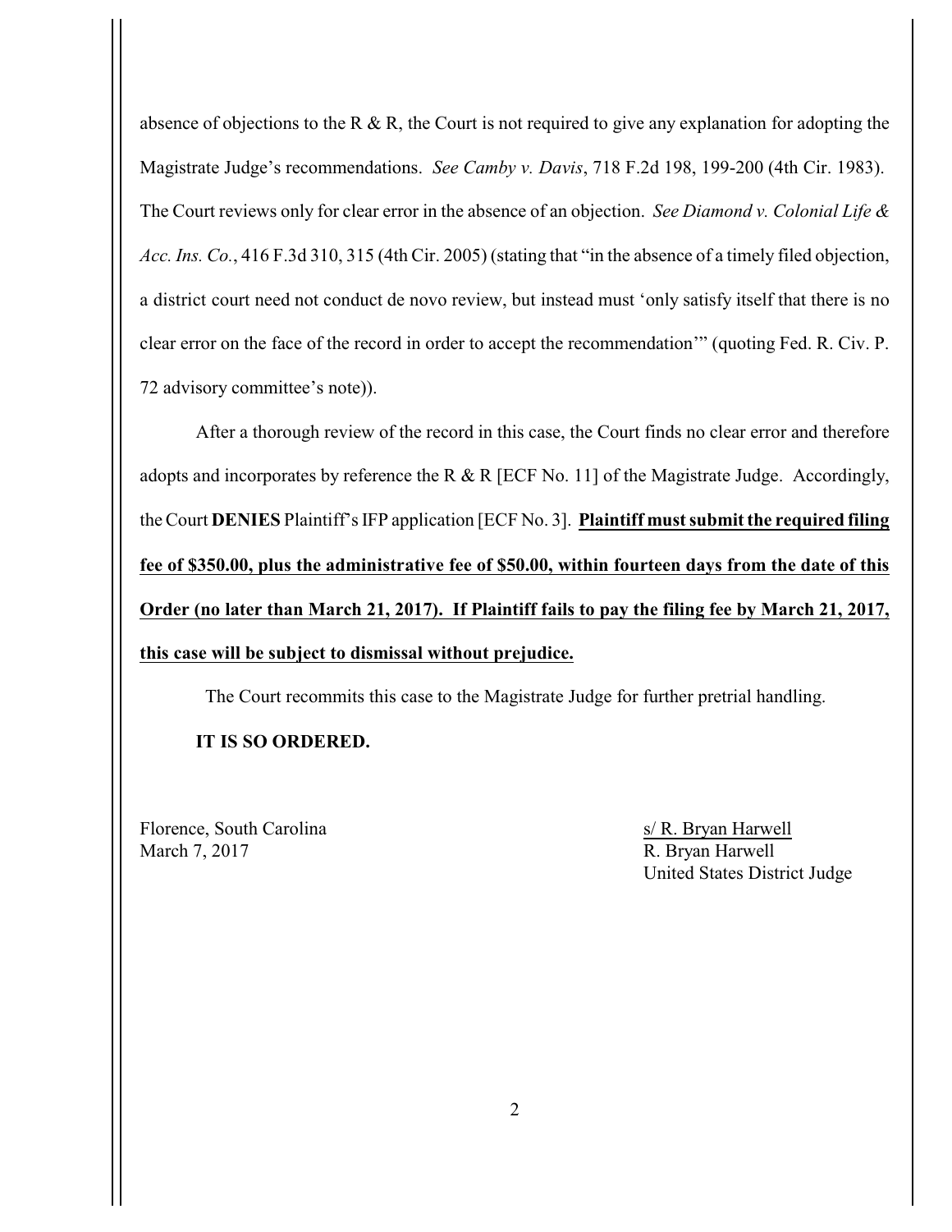absence of objections to the R & R, the Court is not required to give any explanation for adopting the Magistrate Judge's recommendations. *See Camby v. Davis*, 718 F.2d 198, 199-200 (4th Cir. 1983). The Court reviews only for clear error in the absence of an objection. *See Diamond v. Colonial Life & Acc. Ins. Co.*, 416 F.3d 310, 315 (4th Cir. 2005) (stating that "in the absence of a timely filed objection, a district court need not conduct de novo review, but instead must 'only satisfy itself that there is no clear error on the face of the record in order to accept the recommendation'" (quoting Fed. R. Civ. P. 72 advisory committee's note)).

After a thorough review of the record in this case, the Court finds no clear error and therefore adopts and incorporates by reference the R & R [ECF No. 11] of the Magistrate Judge. Accordingly, the Court **DENIES** Plaintiff's IFP application [ECF No. 3]. **Plaintiff must submit the required filing fee of $350.00, plus the administrative fee of $50.00, within fourteen days from the date of this Order (no later than March 21, 2017). If Plaintiff fails to pay the filing fee by March 21, 2017, this case will be subject to dismissal without prejudice.**

The Court recommits this case to the Magistrate Judge for further pretrial handling.

**IT IS SO ORDERED.**

Florence, South Carolina
March 7, 2017

s/ R. Bryan Harwell
R. Bryan Harwell
United States District Judge